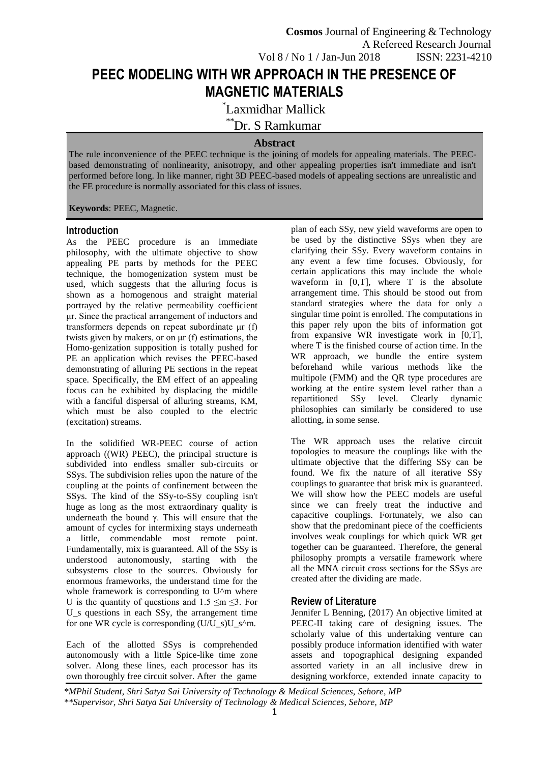# PEEC MODELING WITH WR APPROACH IN THE PRESENCE OF MAGNETIC MATERIALS

*Laxmidhar Mallick

**Dr. S Ramkumar

## Abstract

The rule inconvenience of the PEEC technique is the joining of models for appealing materials. The PEEC-based demonstrating of nonlinearity, anisotropy, and other appealing properties isn't immediate and isn't performed before long. In like manner, right 3D PEEC-based models of appealing sections are unrealistic and the FE procedure is normally associated for this class of issues.

**Keywords**: PEEC, Magnetic.

## Introduction

As the PEEC procedure is an immediate philosophy, with the ultimate objective to show appealing PE parts by methods for the PEEC technique, the homogenization system must be used, which suggests that the alluring focus is shown as a homogenous and straight material portrayed by the relative permeability coefficient $\mu r$. Since the practical arrangement of inductors and transformers depends on repeat subordinate $\mu r$ (f) twists given by makers, or on $\mu r$ (f) estimations, the Homo-genization supposition is totally pushed for PE an application which revises the PEEC-based demonstrating of alluring PE sections in the repeat space. Specifically, the EM effect of an appealing focus can be exhibited by displacing the middle with a fanciful dispersal of alluring streams, KM, which must be also coupled to the electric (excitation) streams.

In the solidified WR-PEEC course of action approach ((WR) PEEC), the principal structure is subdivided into endless smaller sub-circuits or SSys. The subdivision relies upon the nature of the coupling at the points of confinement between the SSys. The kind of the SSy-to-SSy coupling isn't huge as long as the most extraordinary quality is underneath the bound $\gamma$. This will ensure that the amount of cycles for intermixing stays underneath a little, commendable most remote point. Fundamentally, mix is guaranteed. All of the SSy is understood autonomously, starting with the subsystems close to the sources. Obviously for enormous frameworks, the understand time for the whole framework is corresponding to $U^m$ where U is the quantity of questions and $1.5 \leq m \leq 3$. For $U_s$ questions in each SSy, the arrangement time for one WR cycle is corresponding $(U/U_s)U_s^m$.

Each of the allotted SSys is comprehended autonomously with a little Spice-like time zone solver. Along these lines, each processor has its own thoroughly free circuit solver. After the game plan of each SSy, new yield waveforms are open to be used by the distinctive SSys when they are clarifying their SSy. Every waveform contains in any event a few time focuses. Obviously, for certain applications this may include the whole waveform in [0,T], where T is the absolute arrangement time. This should be stood out from standard strategies where the data for only a singular time point is enrolled. The computations in this paper rely upon the bits of information got from expansive WR investigate work in [0,T], where T is the finished course of action time. In the WR approach, we bundle the entire system beforehand while various methods like the multipole (FMM) and the QR type procedures are working at the entire system level rather than a repartitioned SSy level. Clearly dynamic philosophies can similarly be considered to use allotting, in some sense.

The WR approach uses the relative circuit topologies to measure the couplings like with the ultimate objective that the differing SSy can be found. We fix the nature of all iterative SSy couplings to guarantee that brisk mix is guaranteed. We will show how the PEEC models are useful since we can freely treat the inductive and capacitive couplings. Fortunately, we also can show that the predominant piece of the coefficients involves weak couplings for which quick WR get together can be guaranteed. Therefore, the general philosophy prompts a versatile framework where all the MNA circuit cross sections for the SSys are created after the dividing are made.

## Review of Literature

Jennifer L Benning, (2017) An objective limited at PEEC-II taking care of designing issues. The scholarly value of this undertaking venture can possibly produce information identified with water assets and topographical designing expanded assorted variety in an all inclusive drew in designing workforce, extended innate capacity to

*\*MPhil Student, Shri Satya Sai University of Technology & Medical Sciences, Sehore, MP*

*\*\*Supervisor, Shri Satya Sai University of Technology & Medical Sciences, Sehore, MP*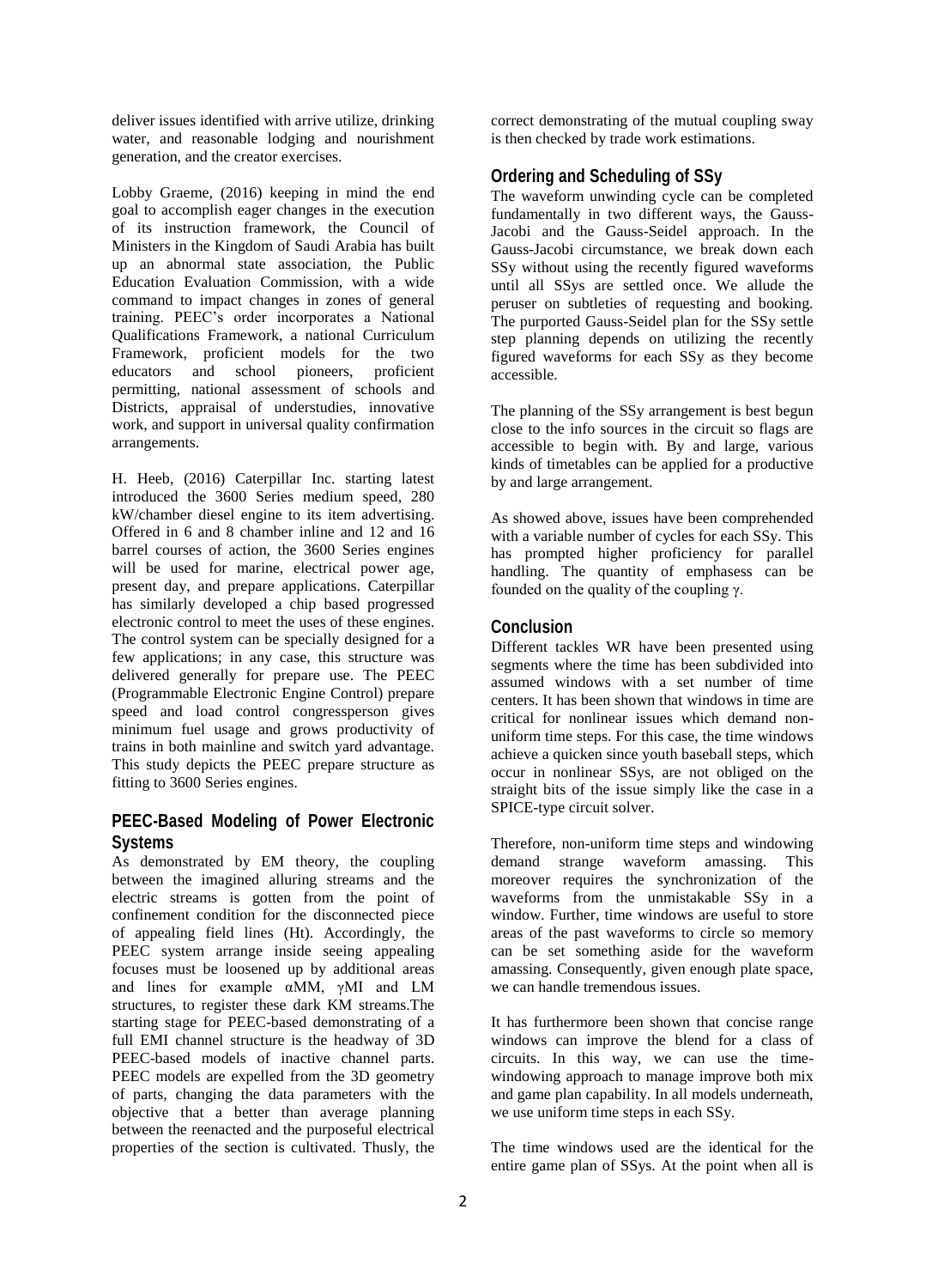deliver issues identified with arrive utilize, drinking water, and reasonable lodging and nourishment generation, and the creator exercises.

Lobby Graeme, (2016) keeping in mind the end goal to accomplish eager changes in the execution of its instruction framework, the Council of Ministers in the Kingdom of Saudi Arabia has built up an abnormal state association, the Public Education Evaluation Commission, with a wide command to impact changes in zones of general training. PEEC's order incorporates a National Qualifications Framework, a national Curriculum Framework, proficient models for the two educators and school pioneers, proficient permitting, national assessment of schools and Districts, appraisal of understudies, innovative work, and support in universal quality confirmation arrangements.

H. Heeb, (2016) Caterpillar Inc. starting latest introduced the 3600 Series medium speed, 280 kW/chamber diesel engine to its item advertising. Offered in 6 and 8 chamber inline and 12 and 16 barrel courses of action, the 3600 Series engines will be used for marine, electrical power age, present day, and prepare applications. Caterpillar has similarly developed a chip based progressed electronic control to meet the uses of these engines. The control system can be specially designed for a few applications; in any case, this structure was delivered generally for prepare use. The PEEC (Programmable Electronic Engine Control) prepare speed and load control congressperson gives minimum fuel usage and grows productivity of trains in both mainline and switch yard advantage. This study depicts the PEEC prepare structure as fitting to 3600 Series engines.

## PEEC-Based Modeling of Power Electronic Systems

As demonstrated by EM theory, the coupling between the imagined alluring streams and the electric streams is gotten from the point of confinement condition for the disconnected piece of appealing field lines (Ht). Accordingly, the PEEC system arrange inside seeing appealing focuses must be loosened up by additional areas and lines for example αMM, γMI and LM structures, to register these dark KM streams.The starting stage for PEEC-based demonstrating of a full EMI channel structure is the headway of 3D PEEC-based models of inactive channel parts. PEEC models are expelled from the 3D geometry of parts, changing the data parameters with the objective that a better than average planning between the reenacted and the purposeful electrical properties of the section is cultivated. Thusly, the correct demonstrating of the mutual coupling sway is then checked by trade work estimations.

## Ordering and Scheduling of SSy

The waveform unwinding cycle can be completed fundamentally in two different ways, the Gauss-Jacobi and the Gauss-Seidel approach. In the Gauss-Jacobi circumstance, we break down each SSy without using the recently figured waveforms until all SSys are settled once. We allude the peruser on subtleties of requesting and booking. The purported Gauss-Seidel plan for the SSy settle step planning depends on utilizing the recently figured waveforms for each SSy as they become accessible.

The planning of the SSy arrangement is best begun close to the info sources in the circuit so flags are accessible to begin with. By and large, various kinds of timetables can be applied for a productive by and large arrangement.

As showed above, issues have been comprehended with a variable number of cycles for each SSy. This has prompted higher proficiency for parallel handling. The quantity of emphasess can be founded on the quality of the coupling γ.

## Conclusion

Different tackles WR have been presented using segments where the time has been subdivided into assumed windows with a set number of time centers. It has been shown that windows in time are critical for nonlinear issues which demand non-uniform time steps. For this case, the time windows achieve a quicken since youth baseball steps, which occur in nonlinear SSys, are not obliged on the straight bits of the issue simply like the case in a SPICE-type circuit solver.

Therefore, non-uniform time steps and windowing demand strange waveform amassing. This moreover requires the synchronization of the waveforms from the unmistakable SSy in a window. Further, time windows are useful to store areas of the past waveforms to circle so memory can be set something aside for the waveform amassing. Consequently, given enough plate space, we can handle tremendous issues.

It has furthermore been shown that concise range windows can improve the blend for a class of circuits. In this way, we can use the time-windowing approach to manage improve both mix and game plan capability. In all models underneath, we use uniform time steps in each SSy.

The time windows used are the identical for the entire game plan of SSys. At the point when all is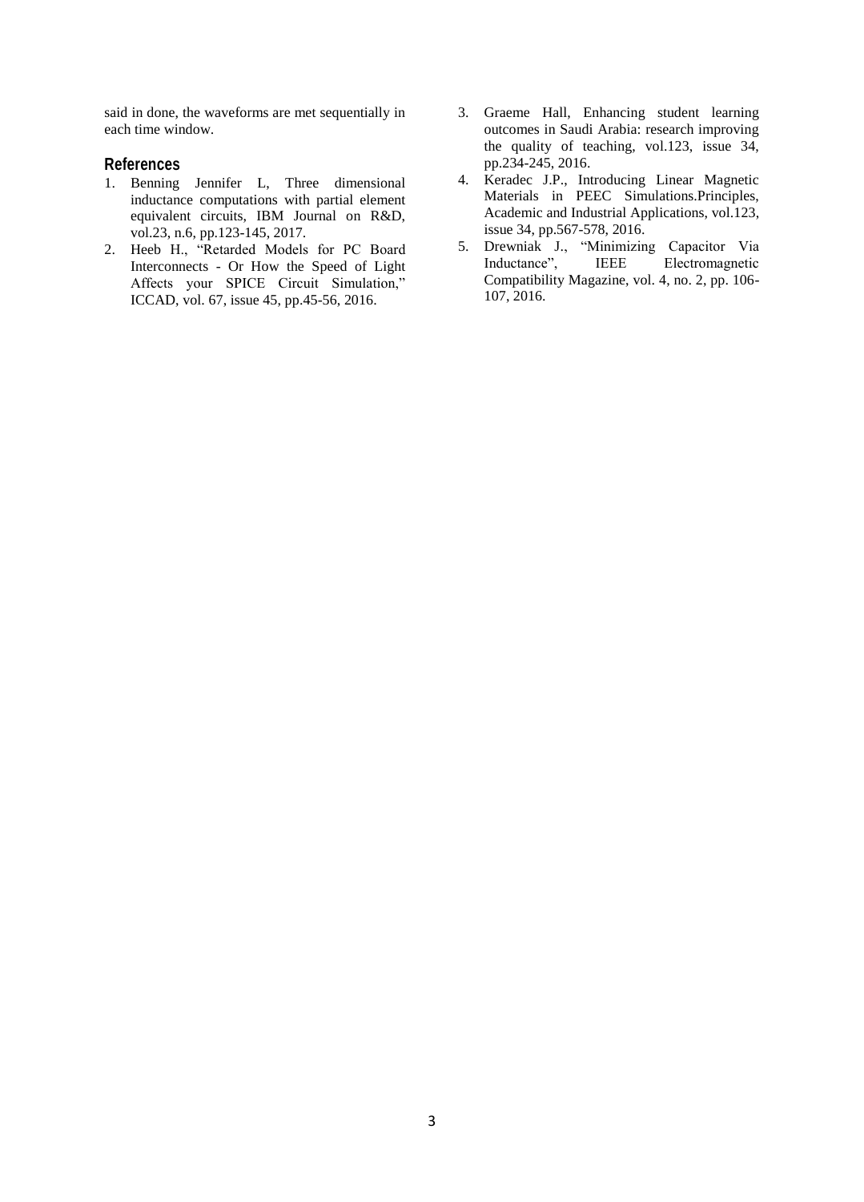said in done, the waveforms are met sequentially in each time window.

## References

1. Benning Jennifer L, Three dimensional inductance computations with partial element equivalent circuits, IBM Journal on R&D, vol.23, n.6, pp.123-145, 2017.
2. Heeb H., "Retarded Models for PC Board Interconnects - Or How the Speed of Light Affects your SPICE Circuit Simulation," ICCAD, vol. 67, issue 45, pp.45-56, 2016.
3. Graeme Hall, Enhancing student learning outcomes in Saudi Arabia: research improving the quality of teaching, vol.123, issue 34, pp.234-245, 2016.
4. Keradec J.P., Introducing Linear Magnetic Materials in PEEC Simulations.Principles, Academic and Industrial Applications, vol.123, issue 34, pp.567-578, 2016.
5. Drewniak J., "Minimizing Capacitor Via Inductance", IEEE Electromagnetic Compatibility Magazine, vol. 4, no. 2, pp. 106-107, 2016.